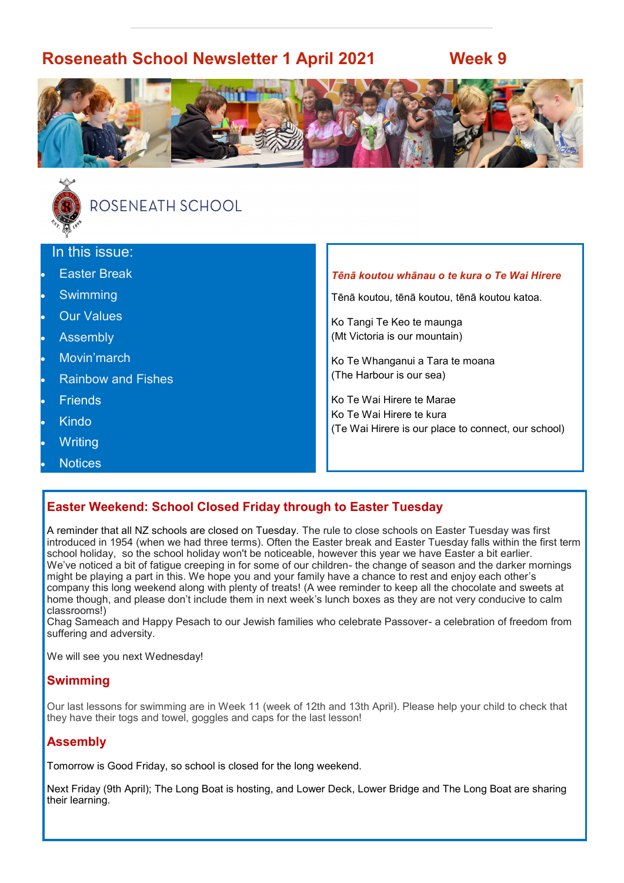# Roseneath School Newsletter 1 April 2021 Week 9

ROSENEATH SCHOOL

In this issue:

- Easter Break
- Swimming
- Our Values
- Assembly
- Movin'march
- Rainbow and Fishes
- Friends
- Kindo
- Writing
- Notices

***Tēnā koutou whānau o te kura o Te Wai Hirere***

Tēnā koutou, tēnā koutou, tēnā koutou katoa.

Ko Tangi Te Keo te maunga
(Mt Victoria is our mountain)

Ko Te Whanganui a Tara te moana
(The Harbour is our sea)

Ko Te Wai Hirere te Marae
Ko Te Wai Hirere te kura
(Te Wai Hirere is our place to connect, our school)

## Easter Weekend: School Closed Friday through to Easter Tuesday

A reminder that all NZ schools are closed on Tuesday. The rule to close schools on Easter Tuesday was first introduced in 1954 (when we had three terms). Often the Easter break and Easter Tuesday falls within the first term school holiday, so the school holiday won't be noticeable, however this year we have Easter a bit earlier.
We've noticed a bit of fatigue creeping in for some of our children- the change of season and the darker mornings might be playing a part in this. We hope you and your family have a chance to rest and enjoy each other's company this long weekend along with plenty of treats! (A wee reminder to keep all the chocolate and sweets at home though, and please don't include them in next week's lunch boxes as they are not very conducive to calm classrooms!)
Chag Sameach and Happy Pesach to our Jewish families who celebrate Passover- a celebration of freedom from suffering and adversity.

We will see you next Wednesday!

## Swimming

Our last lessons for swimming are in Week 11 (week of 12th and 13th April). Please help your child to check that they have their togs and towel, goggles and caps for the last lesson!

## Assembly

Tomorrow is Good Friday, so school is closed for the long weekend.

Next Friday (9th April); The Long Boat is hosting, and Lower Deck, Lower Bridge and The Long Boat are sharing their learning.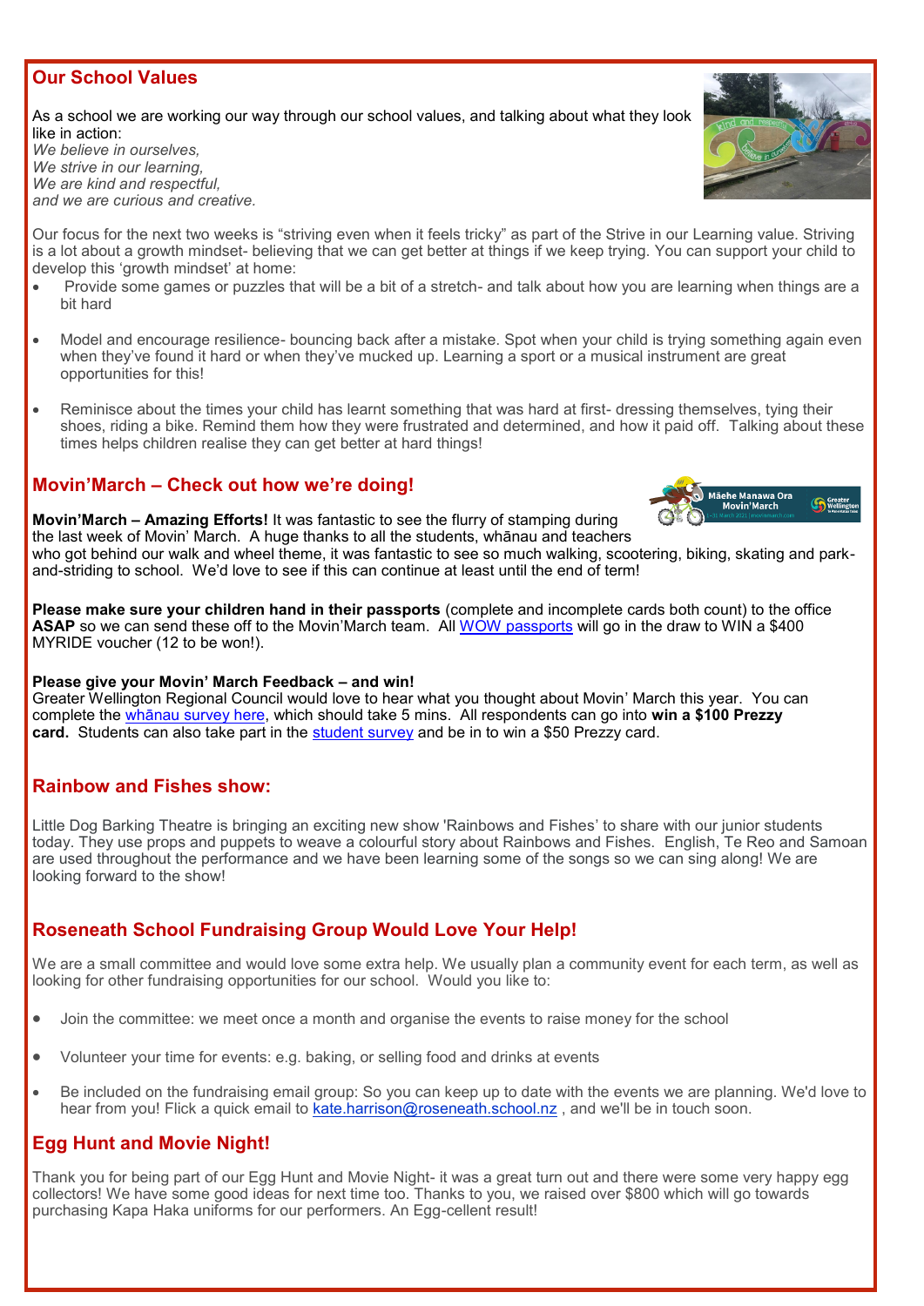## Our School Values

As a school we are working our way through our school values, and talking about what they look like in action:
*We believe in ourselves,*
*We strive in our learning,*
*We are kind and respectful,*
*and we are curious and creative.*

Our focus for the next two weeks is "striving even when it feels tricky" as part of the Strive in our Learning value. Striving is a lot about a growth mindset- believing that we can get better at things if we keep trying. You can support your child to develop this 'growth mindset' at home:

- Provide some games or puzzles that will be a bit of a stretch- and talk about how you are learning when things are a bit hard
- Model and encourage resilience- bouncing back after a mistake. Spot when your child is trying something again even when they've found it hard or when they've mucked up. Learning a sport or a musical instrument are great opportunities for this!
- Reminisce about the times your child has learnt something that was hard at first- dressing themselves, tying their shoes, riding a bike. Remind them how they were frustrated and determined, and how it paid off. Talking about these times helps children realise they can get better at hard things!

## Movin'March – Check out how we're doing!

**Movin'March – Amazing Efforts!** It was fantastic to see the flurry of stamping during the last week of Movin' March. A huge thanks to all the students, whānau and teachers who got behind our walk and wheel theme, it was fantastic to see so much walking, scootering, biking, skating and park-and-striding to school. We'd love to see if this can continue at least until the end of term!

**Please make sure your children hand in their passports** (complete and incomplete cards both count) to the office **ASAP** so we can send these off to the Movin'March team. All WOW passports will go in the draw to WIN a $400 MYRIDE voucher (12 to be won!).

**Please give your Movin' March Feedback – and win!**
Greater Wellington Regional Council would love to hear what you thought about Movin' March this year. You can complete the whānau survey here, which should take 5 mins. All respondents can go into **win a $100 Prezzy card.** Students can also take part in the student survey and be in to win a $50 Prezzy card.

## Rainbow and Fishes show:

Little Dog Barking Theatre is bringing an exciting new show 'Rainbows and Fishes' to share with our junior students today. They use props and puppets to weave a colourful story about Rainbows and Fishes. English, Te Reo and Samoan are used throughout the performance and we have been learning some of the songs so we can sing along! We are looking forward to the show!

## Roseneath School Fundraising Group Would Love Your Help!

We are a small committee and would love some extra help. We usually plan a community event for each term, as well as looking for other fundraising opportunities for our school. Would you like to:

- Join the committee: we meet once a month and organise the events to raise money for the school
- Volunteer your time for events: e.g. baking, or selling food and drinks at events
- Be included on the fundraising email group: So you can keep up to date with the events we are planning. We'd love to hear from you! Flick a quick email to kate.harrison@roseneath.school.nz , and we'll be in touch soon.

## Egg Hunt and Movie Night!

Thank you for being part of our Egg Hunt and Movie Night- it was a great turn out and there were some very happy egg collectors! We have some good ideas for next time too. Thanks to you, we raised over $800 which will go towards purchasing Kapa Haka uniforms for our performers. An Egg-cellent result!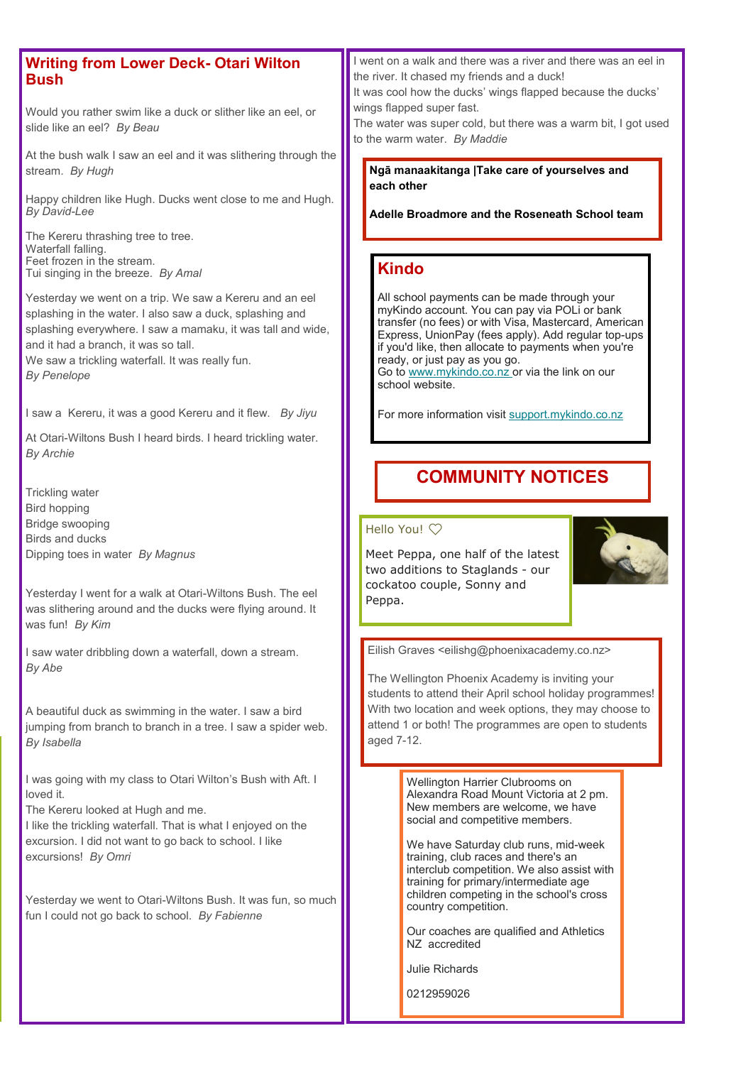## Writing from Lower Deck- Otari Wilton Bush

Would you rather swim like a duck or slither like an eel, or slide like an eel? *By Beau*

At the bush walk I saw an eel and it was slithering through the stream. *By Hugh*

Happy children like Hugh. Ducks went close to me and Hugh. *By David-Lee*

The Kereru thrashing tree to tree.
Waterfall falling.
Feet frozen in the stream.
Tui singing in the breeze. *By Amal*

Yesterday we went on a trip. We saw a Kereru and an eel splashing in the water. I also saw a duck, splashing and splashing everywhere. I saw a mamaku, it was tall and wide, and it had a branch, it was so tall.
We saw a trickling waterfall. It was really fun.
*By Penelope*

I saw a Kereru, it was a good Kereru and it flew. *By Jiyu*

At Otari-Wiltons Bush I heard birds. I heard trickling water. *By Archie*

Trickling water
Bird hopping
Bridge swooping
Birds and ducks
Dipping toes in water *By Magnus*

Yesterday I went for a walk at Otari-Wiltons Bush. The eel was slithering around and the ducks were flying around. It was fun! *By Kim*

I saw water dribbling down a waterfall, down a stream. *By Abe*

A beautiful duck as swimming in the water. I saw a bird jumping from branch to branch in a tree. I saw a spider web. *By Isabella*

I was going with my class to Otari Wilton's Bush with Aft. I loved it.
The Kereru looked at Hugh and me.
I like the trickling waterfall. That is what I enjoyed on the excursion. I did not want to go back to school. I like excursions! *By Omri*

Yesterday we went to Otari-Wiltons Bush. It was fun, so much fun I could not go back to school. *By Fabienne*

I went on a walk and there was a river and there was an eel in the river. It chased my friends and a duck!
It was cool how the ducks' wings flapped because the ducks' wings flapped super fast.
The water was super cold, but there was a warm bit, I got used to the warm water. *By Maddie*

**Ngā manaakitanga |Take care of yourselves and each other**

**Adelle Broadmore and the Roseneath School team**

## Kindo

All school payments can be made through your myKindo account. You can pay via POLi or bank transfer (no fees) or with Visa, Mastercard, American Express, UnionPay (fees apply). Add regular top-ups if you'd like, then allocate to payments when you're ready, or just pay as you go.
Go to www.mykindo.co.nz or via the link on our school website.

For more information visit support.mykindo.co.nz

## COMMUNITY NOTICES

Hello You! ♡

Meet Peppa, one half of the latest two additions to Staglands - our cockatoo couple, Sonny and Peppa.

Eilish Graves <eilishg@phoenixacademy.co.nz>

The Wellington Phoenix Academy is inviting your students to attend their April school holiday programmes! With two location and week options, they may choose to attend 1 or both! The programmes are open to students aged 7-12.

Wellington Harrier Clubrooms on Alexandra Road Mount Victoria at 2 pm. New members are welcome, we have social and competitive members.

We have Saturday club runs, mid-week training, club races and there's an interclub competition. We also assist with training for primary/intermediate age children competing in the school's cross country competition.

Our coaches are qualified and Athletics NZ accredited

Julie Richards

0212959026